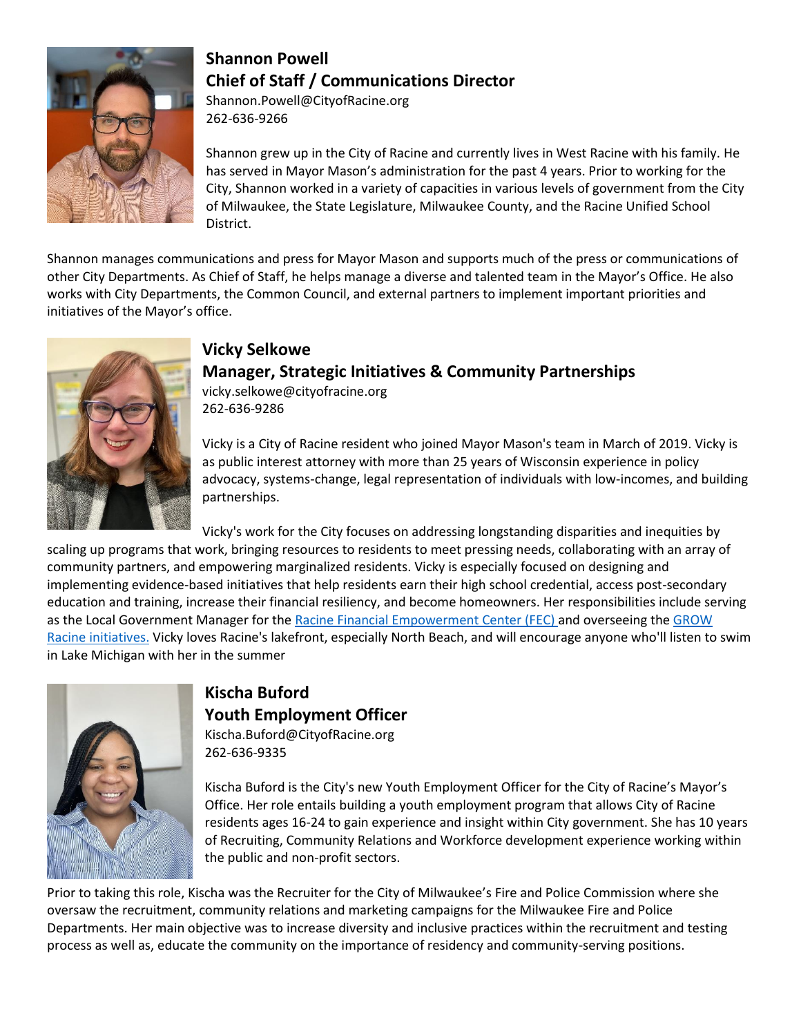## Shannon Powell
## Chief of Staff / Communications Director

Shannon.Powell@CityofRacine.org
262-636-9266

Shannon grew up in the City of Racine and currently lives in West Racine with his family. He has served in Mayor Mason's administration for the past 4 years. Prior to working for the City, Shannon worked in a variety of capacities in various levels of government from the City of Milwaukee, the State Legislature, Milwaukee County, and the Racine Unified School District.

Shannon manages communications and press for Mayor Mason and supports much of the press or communications of other City Departments. As Chief of Staff, he helps manage a diverse and talented team in the Mayor's Office. He also works with City Departments, the Common Council, and external partners to implement important priorities and initiatives of the Mayor's office.

## Vicky Selkowe
## Manager, Strategic Initiatives & Community Partnerships

vicky.selkowe@cityofracine.org
262-636-9286

Vicky is a City of Racine resident who joined Mayor Mason's team in March of 2019. Vicky is as public interest attorney with more than 25 years of Wisconsin experience in policy advocacy, systems-change, legal representation of individuals with low-incomes, and building partnerships.

Vicky's work for the City focuses on addressing longstanding disparities and inequities by scaling up programs that work, bringing resources to residents to meet pressing needs, collaborating with an array of community partners, and empowering marginalized residents. Vicky is especially focused on designing and implementing evidence-based initiatives that help residents earn their high school credential, access post-secondary education and training, increase their financial resiliency, and become homeowners. Her responsibilities include serving as the Local Government Manager for the Racine Financial Empowerment Center (FEC) and overseeing the GROW Racine initiatives. Vicky loves Racine's lakefront, especially North Beach, and will encourage anyone who'll listen to swim in Lake Michigan with her in the summer

## Kischa Buford
## Youth Employment Officer

Kischa.Buford@CityofRacine.org
262-636-9335

Kischa Buford is the City's new Youth Employment Officer for the City of Racine's Mayor's Office. Her role entails building a youth employment program that allows City of Racine residents ages 16-24 to gain experience and insight within City government. She has 10 years of Recruiting, Community Relations and Workforce development experience working within the public and non-profit sectors.

Prior to taking this role, Kischa was the Recruiter for the City of Milwaukee's Fire and Police Commission where she oversaw the recruitment, community relations and marketing campaigns for the Milwaukee Fire and Police Departments. Her main objective was to increase diversity and inclusive practices within the recruitment and testing process as well as, educate the community on the importance of residency and community-serving positions.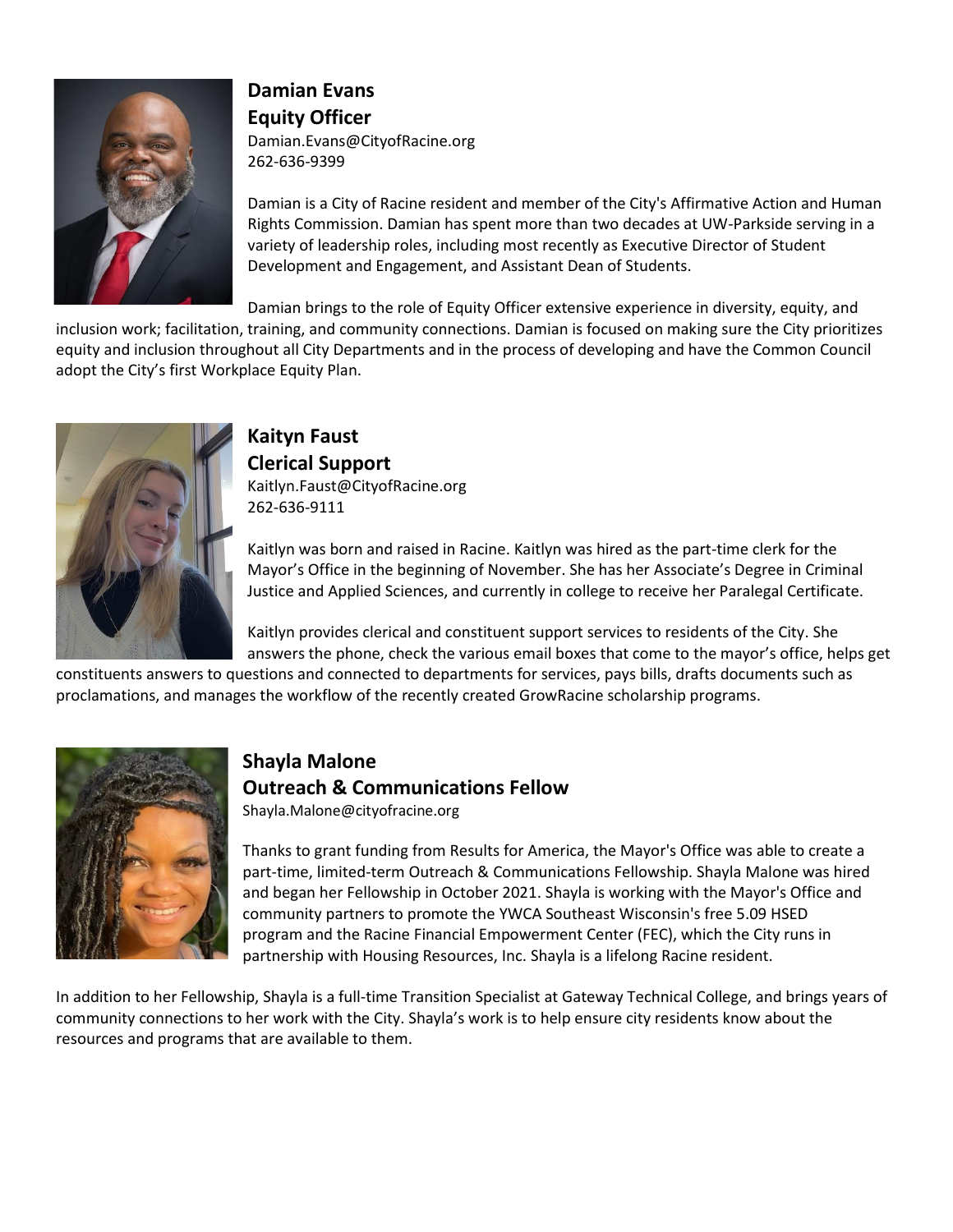**Damian Evans**
**Equity Officer**
Damian.Evans@CityofRacine.org
262-636-9399

Damian is a City of Racine resident and member of the City's Affirmative Action and Human Rights Commission. Damian has spent more than two decades at UW-Parkside serving in a variety of leadership roles, including most recently as Executive Director of Student Development and Engagement, and Assistant Dean of Students.

Damian brings to the role of Equity Officer extensive experience in diversity, equity, and inclusion work; facilitation, training, and community connections. Damian is focused on making sure the City prioritizes equity and inclusion throughout all City Departments and in the process of developing and have the Common Council adopt the City's first Workplace Equity Plan.

**Kaityn Faust**
**Clerical Support**
Kaitlyn.Faust@CityofRacine.org
262-636-9111

Kaitlyn was born and raised in Racine. Kaitlyn was hired as the part-time clerk for the Mayor's Office in the beginning of November. She has her Associate's Degree in Criminal Justice and Applied Sciences, and currently in college to receive her Paralegal Certificate.

Kaitlyn provides clerical and constituent support services to residents of the City. She answers the phone, check the various email boxes that come to the mayor's office, helps get constituents answers to questions and connected to departments for services, pays bills, drafts documents such as proclamations, and manages the workflow of the recently created GrowRacine scholarship programs.

**Shayla Malone**
**Outreach & Communications Fellow**
Shayla.Malone@cityofracine.org

Thanks to grant funding from Results for America, the Mayor's Office was able to create a part-time, limited-term Outreach & Communications Fellowship. Shayla Malone was hired and began her Fellowship in October 2021. Shayla is working with the Mayor's Office and community partners to promote the YWCA Southeast Wisconsin's free 5.09 HSED program and the Racine Financial Empowerment Center (FEC), which the City runs in partnership with Housing Resources, Inc. Shayla is a lifelong Racine resident.

In addition to her Fellowship, Shayla is a full-time Transition Specialist at Gateway Technical College, and brings years of community connections to her work with the City. Shayla's work is to help ensure city residents know about the resources and programs that are available to them.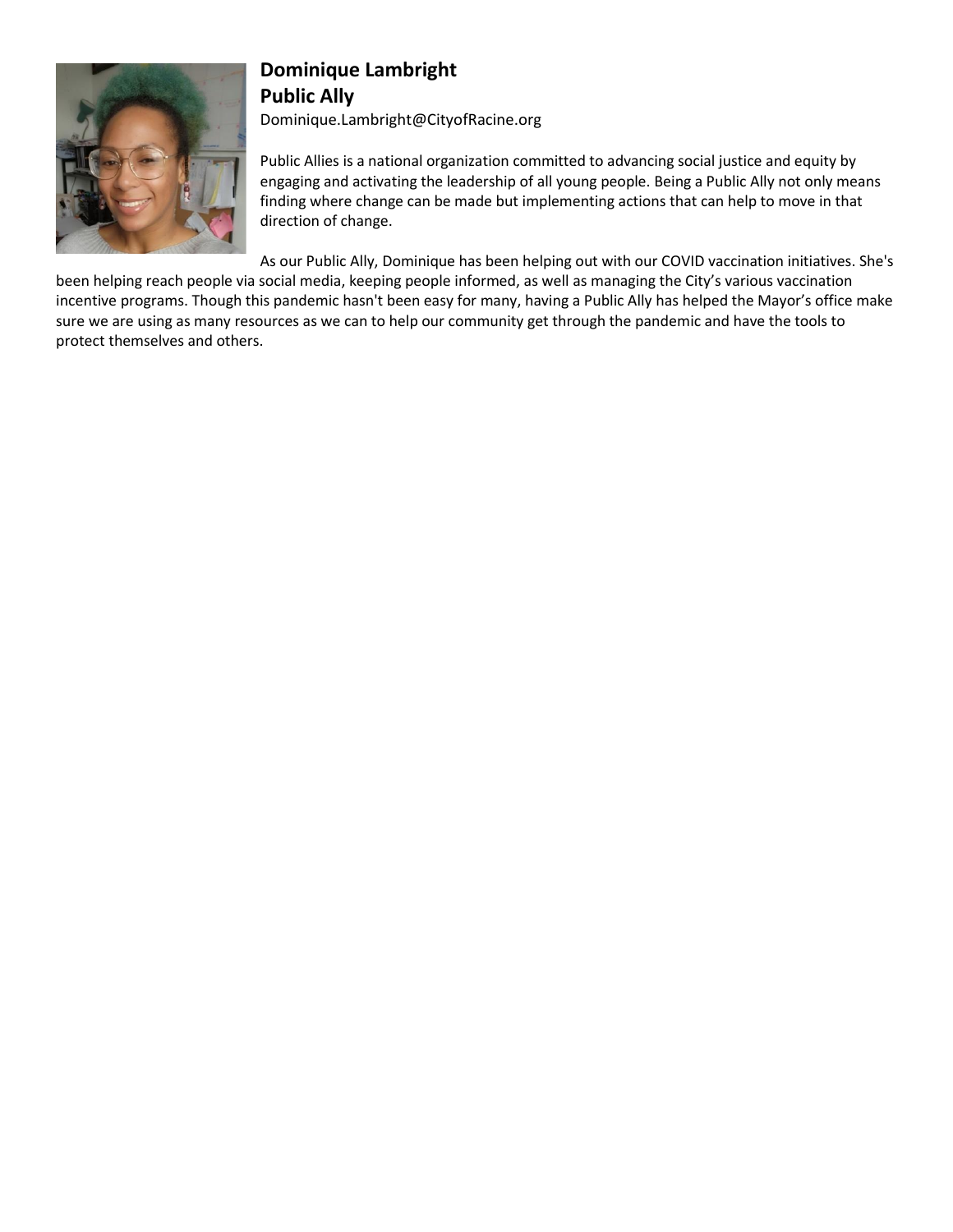**Dominique Lambright**
**Public Ally**
Dominique.Lambright@CityofRacine.org

Public Allies is a national organization committed to advancing social justice and equity by engaging and activating the leadership of all young people. Being a Public Ally not only means finding where change can be made but implementing actions that can help to move in that direction of change.

As our Public Ally, Dominique has been helping out with our COVID vaccination initiatives. She's been helping reach people via social media, keeping people informed, as well as managing the City's various vaccination incentive programs. Though this pandemic hasn't been easy for many, having a Public Ally has helped the Mayor's office make sure we are using as many resources as we can to help our community get through the pandemic and have the tools to protect themselves and others.